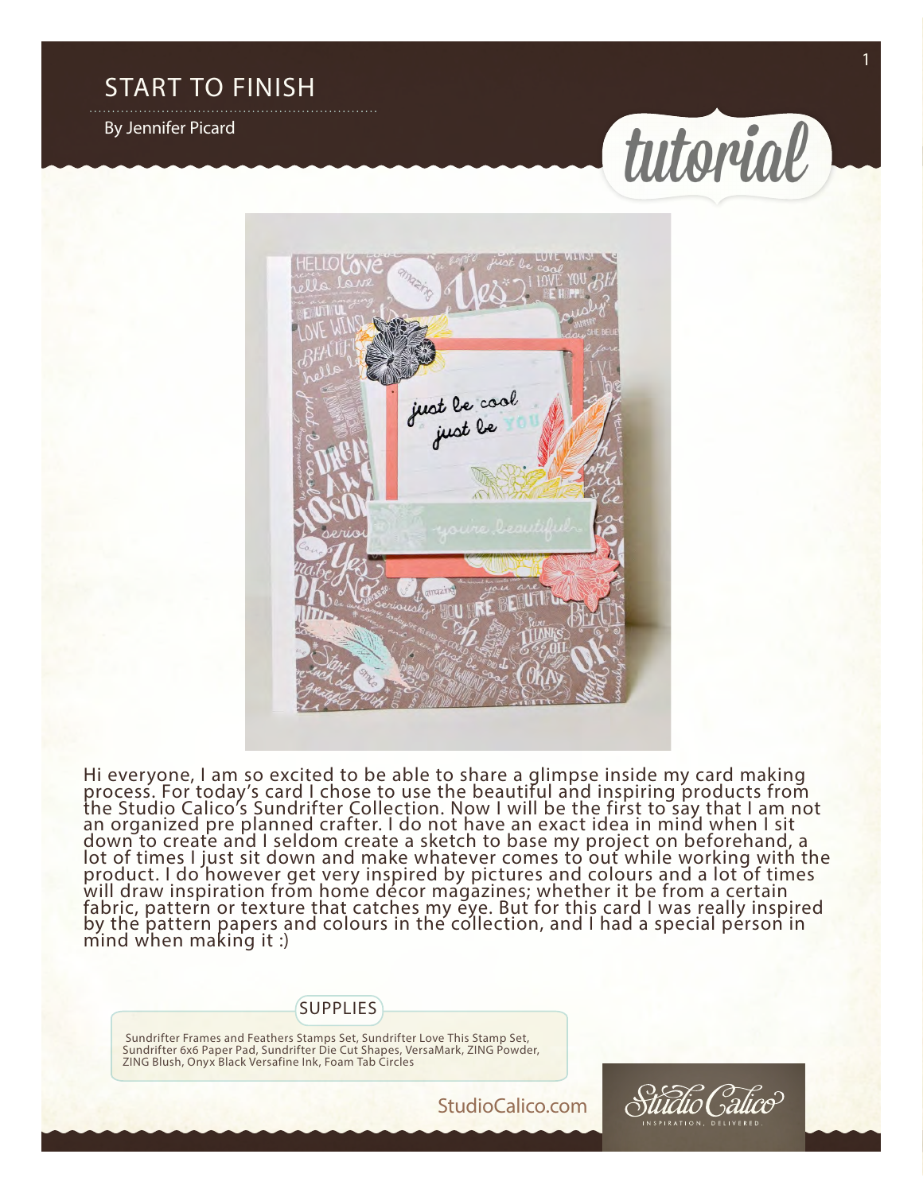# START TO FINISH

By Jennifer Picard

tutorial

Hi everyone, I am so excited to be able to share a glimpse inside my card making process. For today's card I chose to use the beautiful and inspiring products from the Studio Calico's Sundrifter Collection. Now I will be the first to say that I am not an organized pre planned crafter. I do not have an exact idea in mind when I sit down to create and I seldom create a sketch to base my project on beforehand, a lot of times I just sit down and make whatever comes to out while working with the product. I do however get very inspired by pictures and colours and a lot of times will draw inspiration from home décor magazines; whether it be from a certain fabric, pattern or texture that catches my eye. But for this card I was really inspired by the pattern papers and colours in the collection, and I had a special person in mind when making it :)

## SUPPLIES

Sundrifter Frames and Feathers Stamps Set, Sundrifter Love This Stamp Set, Sundrifter 6x6 Paper Pad, Sundrifter Die Cut Shapes, VersaMark, ZING Powder, ZING Blush, Onyx Black Versafine Ink, Foam Tab Circles

StudioCalico.com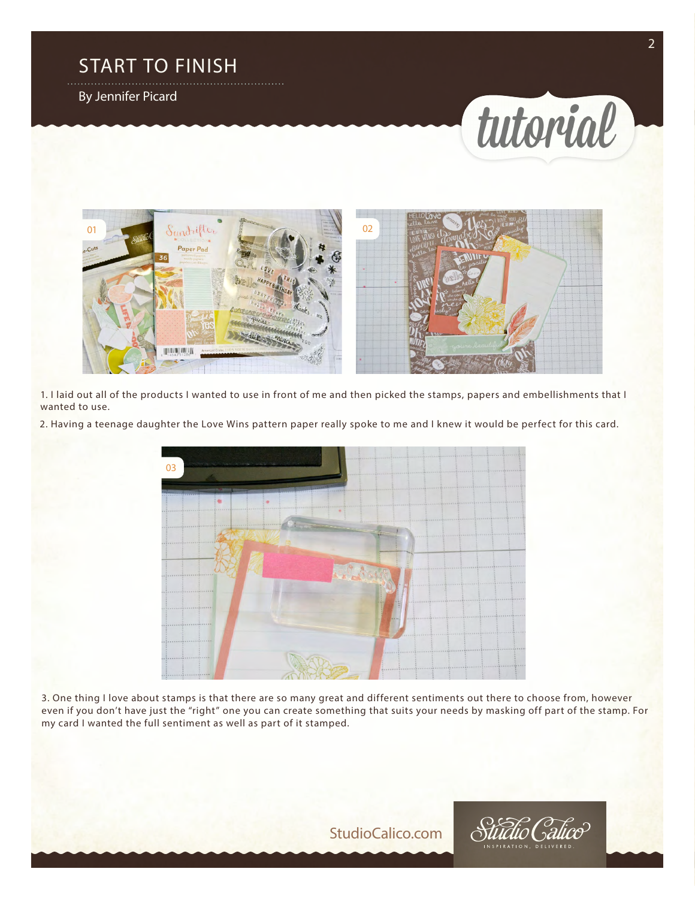# START TO FINISH

By Jennifer Picard

tutorial

1. I laid out all of the products I wanted to use in front of me and then picked the stamps, papers and embellishments that I wanted to use.

2. Having a teenage daughter the Love Wins pattern paper really spoke to me and I knew it would be perfect for this card.

3. One thing I love about stamps is that there are so many great and different sentiments out there to choose from, however even if you don't have just the "right" one you can create something that suits your needs by masking off part of the stamp. For my card I wanted the full sentiment as well as part of it stamped.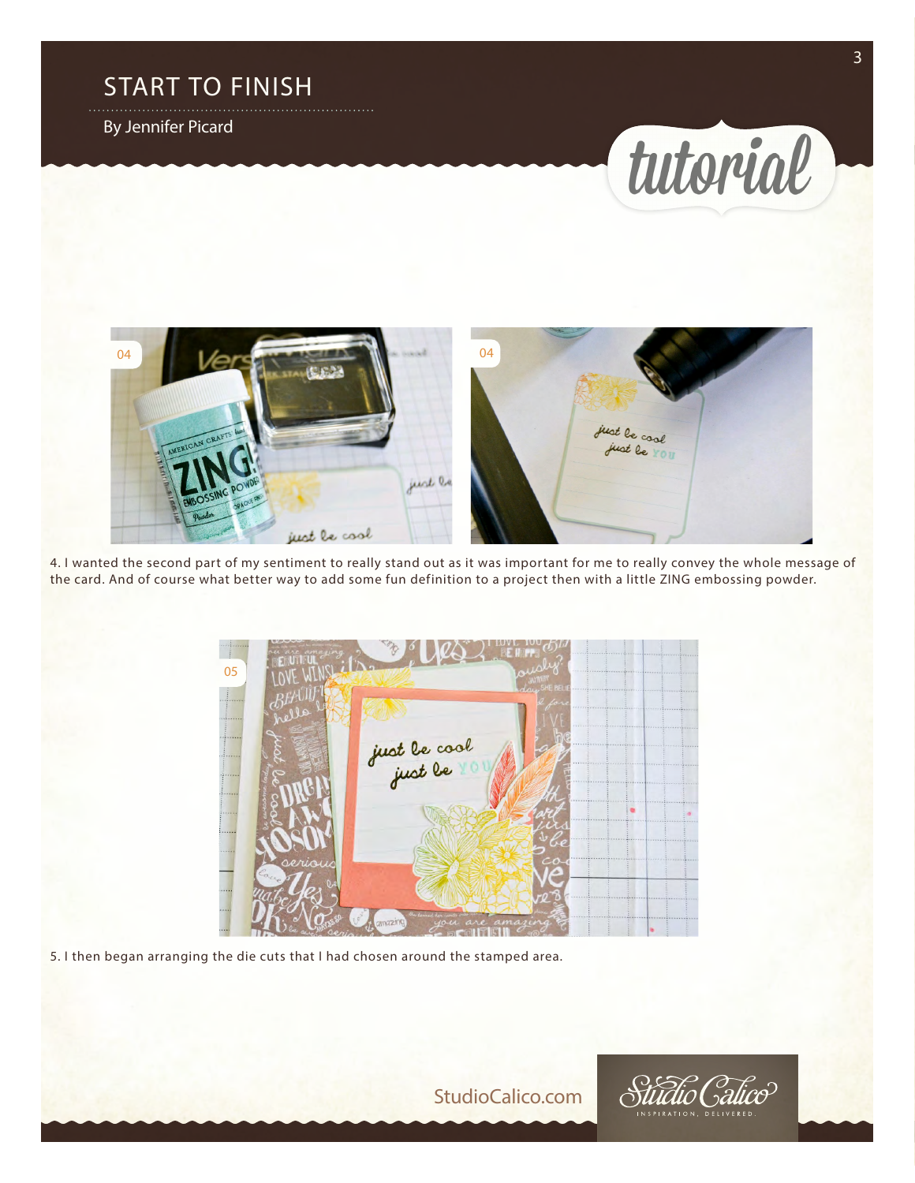4. I wanted the second part of my sentiment to really stand out as it was important for me to really convey the whole message of the card. And of course what better way to add some fun definition to a project then with a little ZING embossing powder.

5. I then began arranging the die cuts that I had chosen around the stamped area.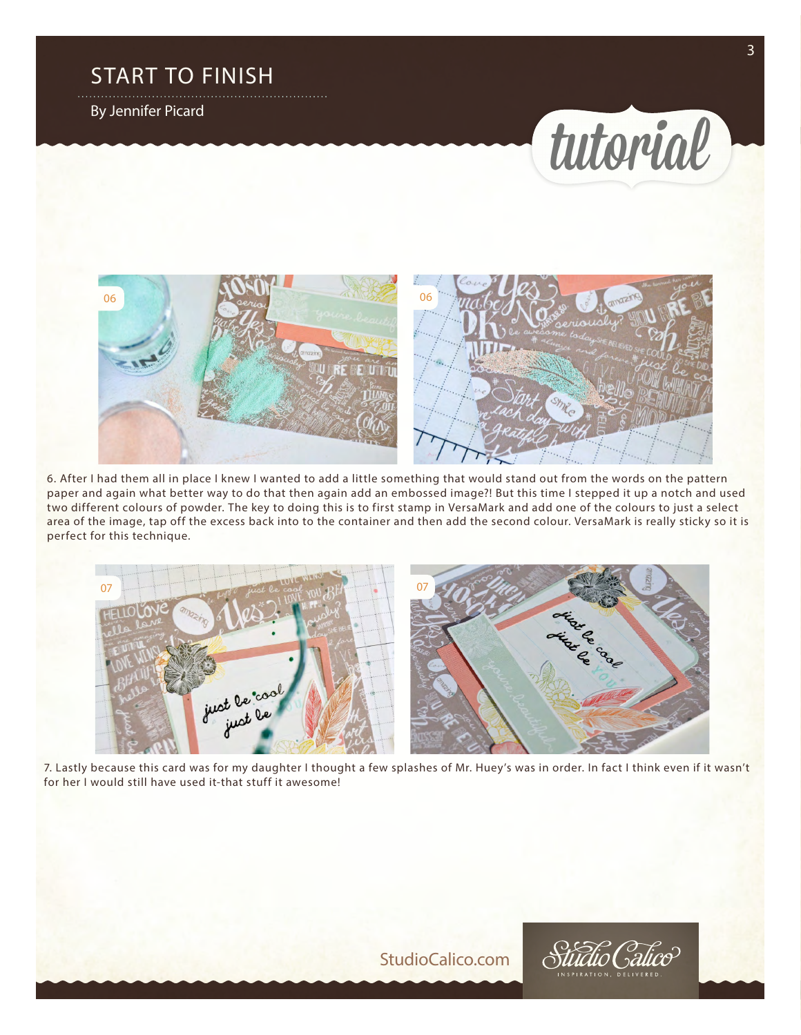6. After I had them all in place I knew I wanted to add a little something that would stand out from the words on the pattern paper and again what better way to do that then again add an embossed image?! But this time I stepped it up a notch and used two different colours of powder. The key to doing this is to first stamp in VersaMark and add one of the colours to just a select area of the image, tap off the excess back into to the container and then add the second colour. VersaMark is really sticky so it is perfect for this technique.

7. Lastly because this card was for my daughter I thought a few splashes of Mr. Huey's was in order. In fact I think even if it wasn't for her I would still have used it-that stuff it awesome!